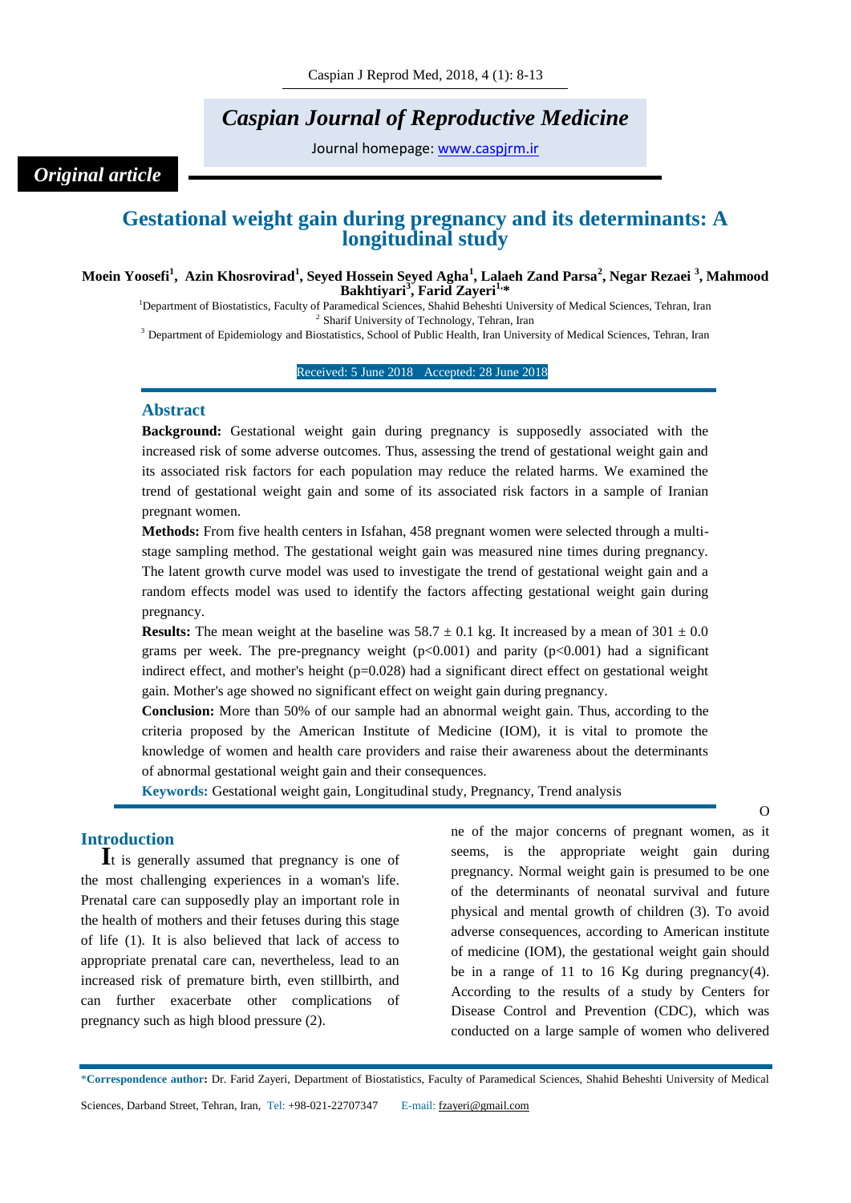# Caspian Journal of Reproductive Medicine

Journal homepage: www.caspjrm.ir

*Original article*

## Gestational weight gain during pregnancy and its determinants: A longitudinal study

**Moein Yoosefi[1], Azin Khosrovirad[1], Seyed Hossein Seyed Agha[1], Lalaeh Zand Parsa[2], Negar Rezaei [3], Mahmood Bakhtiyari[3], Farid Zayeri[1,*]**

[1]Department of Biostatistics, Faculty of Paramedical Sciences, Shahid Beheshti University of Medical Sciences, Tehran, Iran
[2] Sharif University of Technology, Tehran, Iran
[3] Department of Epidemiology and Biostatistics, School of Public Health, Iran University of Medical Sciences, Tehran, Iran

Received: 5 June 2018 Accepted: 28 June 2018

### Abstract

**Background:** Gestational weight gain during pregnancy is supposedly associated with the increased risk of some adverse outcomes. Thus, assessing the trend of gestational weight gain and its associated risk factors for each population may reduce the related harms. We examined the trend of gestational weight gain and some of its associated risk factors in a sample of Iranian pregnant women.

**Methods:** From five health centers in Isfahan, 458 pregnant women were selected through a multi-stage sampling method. The gestational weight gain was measured nine times during pregnancy. The latent growth curve model was used to investigate the trend of gestational weight gain and a random effects model was used to identify the factors affecting gestational weight gain during pregnancy.

**Results:** The mean weight at the baseline was 58.7 ± 0.1 kg. It increased by a mean of 301 ± 0.0 grams per week. The pre-pregnancy weight ($p<0.001$) and parity ($p<0.001$) had a significant indirect effect, and mother's height ($p=0.028$) had a significant direct effect on gestational weight gain. Mother's age showed no significant effect on weight gain during pregnancy.

**Conclusion:** More than 50% of our sample had an abnormal weight gain. Thus, according to the criteria proposed by the American Institute of Medicine (IOM), it is vital to promote the knowledge of women and health care providers and raise their awareness about the determinants of abnormal gestational weight gain and their consequences.

**Keywords:** Gestational weight gain, Longitudinal study, Pregnancy, Trend analysis

### Introduction

It is generally assumed that pregnancy is one of the most challenging experiences in a woman's life. Prenatal care can supposedly play an important role in the health of mothers and their fetuses during this stage of life (1). It is also believed that lack of access to appropriate prenatal care can, nevertheless, lead to an increased risk of premature birth, even stillbirth, and can further exacerbate other complications of pregnancy such as high blood pressure (2).

One of the major concerns of pregnant women, as it seems, is the appropriate weight gain during pregnancy. Normal weight gain is presumed to be one of the determinants of neonatal survival and future physical and mental growth of children (3). To avoid adverse consequences, according to American institute of medicine (IOM), the gestational weight gain should be in a range of 11 to 16 Kg during pregnancy(4). According to the results of a study by Centers for Disease Control and Prevention (CDC), which was conducted on a large sample of women who delivered

*Correspondence author: Dr. Farid Zayeri, Department of Biostatistics, Faculty of Paramedical Sciences, Shahid Beheshti University of Medical Sciences, Darband Street, Tehran, Iran, Tel: +98-021-22707347 E-mail: fzayeri@gmail.com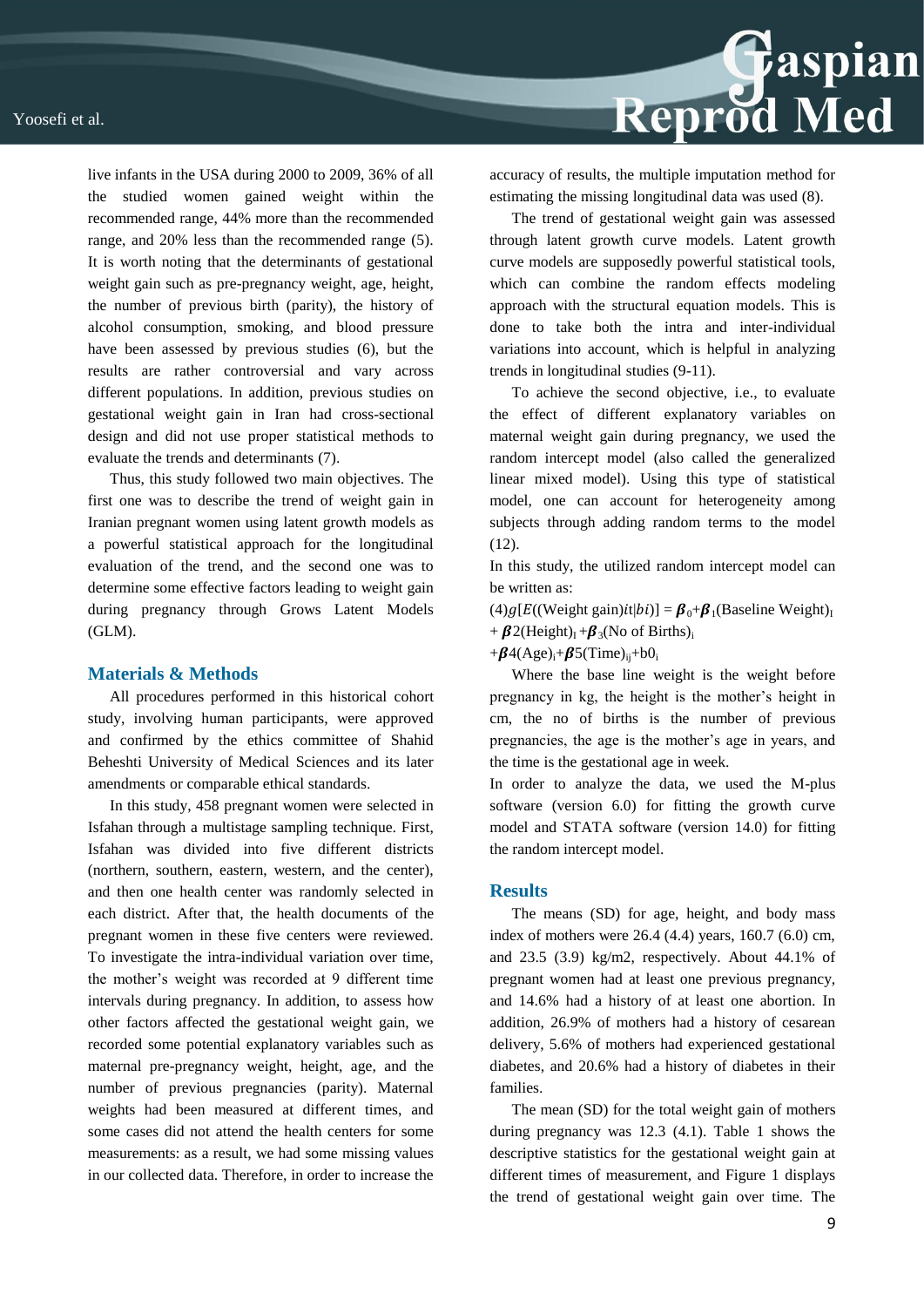live infants in the USA during 2000 to 2009, 36% of all the studied women gained weight within the recommended range, 44% more than the recommended range, and 20% less than the recommended range (5). It is worth noting that the determinants of gestational weight gain such as pre-pregnancy weight, age, height, the number of previous birth (parity), the history of alcohol consumption, smoking, and blood pressure have been assessed by previous studies (6), but the results are rather controversial and vary across different populations. In addition, previous studies on gestational weight gain in Iran had cross-sectional design and did not use proper statistical methods to evaluate the trends and determinants (7).

Thus, this study followed two main objectives. The first one was to describe the trend of weight gain in Iranian pregnant women using latent growth models as a powerful statistical approach for the longitudinal evaluation of the trend, and the second one was to determine some effective factors leading to weight gain during pregnancy through Grows Latent Models (GLM).

## Materials & Methods

All procedures performed in this historical cohort study, involving human participants, were approved and confirmed by the ethics committee of Shahid Beheshti University of Medical Sciences and its later amendments or comparable ethical standards.

In this study, 458 pregnant women were selected in Isfahan through a multistage sampling technique. First, Isfahan was divided into five different districts (northern, southern, eastern, western, and the center), and then one health center was randomly selected in each district. After that, the health documents of the pregnant women in these five centers were reviewed. To investigate the intra-individual variation over time, the mother's weight was recorded at 9 different time intervals during pregnancy. In addition, to assess how other factors affected the gestational weight gain, we recorded some potential explanatory variables such as maternal pre-pregnancy weight, height, age, and the number of previous pregnancies (parity). Maternal weights had been measured at different times, and some cases did not attend the health centers for some measurements: as a result, we had some missing values in our collected data. Therefore, in order to increase the accuracy of results, the multiple imputation method for estimating the missing longitudinal data was used (8).

The trend of gestational weight gain was assessed through latent growth curve models. Latent growth curve models are supposedly powerful statistical tools, which can combine the random effects modeling approach with the structural equation models. This is done to take both the intra and inter-individual variations into account, which is helpful in analyzing trends in longitudinal studies (9-11).

To achieve the second objective, i.e., to evaluate the effect of different explanatory variables on maternal weight gain during pregnancy, we used the random intercept model (also called the generalized linear mixed model). Using this type of statistical model, one can account for heterogeneity among subjects through adding random terms to the model (12).

In this study, the utilized random intercept model can be written as:

$$(4)\, g[E((\text{Weight gain})it|bi)] = \boldsymbol{\beta}_0+\boldsymbol{\beta}_1(\text{Baseline Weight})_I + \boldsymbol{\beta}2(\text{Height})_I + \boldsymbol{\beta}_3(\text{No of Births})_i + \boldsymbol{\beta}4(\text{Age})_i+\boldsymbol{\beta}5(\text{Time})_{ij}+b0_i$$

Where the base line weight is the weight before pregnancy in kg, the height is the mother's height in cm, the no of births is the number of previous pregnancies, the age is the mother's age in years, and the time is the gestational age in week.

In order to analyze the data, we used the M-plus software (version 6.0) for fitting the growth curve model and STATA software (version 14.0) for fitting the random intercept model.

## Results

The means (SD) for age, height, and body mass index of mothers were 26.4 (4.4) years, 160.7 (6.0) cm, and 23.5 (3.9) kg/m2, respectively. About 44.1% of pregnant women had at least one previous pregnancy, and 14.6% had a history of at least one abortion. In addition, 26.9% of mothers had a history of cesarean delivery, 5.6% of mothers had experienced gestational diabetes, and 20.6% had a history of diabetes in their families.

The mean (SD) for the total weight gain of mothers during pregnancy was 12.3 (4.1). Table 1 shows the descriptive statistics for the gestational weight gain at different times of measurement, and Figure 1 displays the trend of gestational weight gain over time. The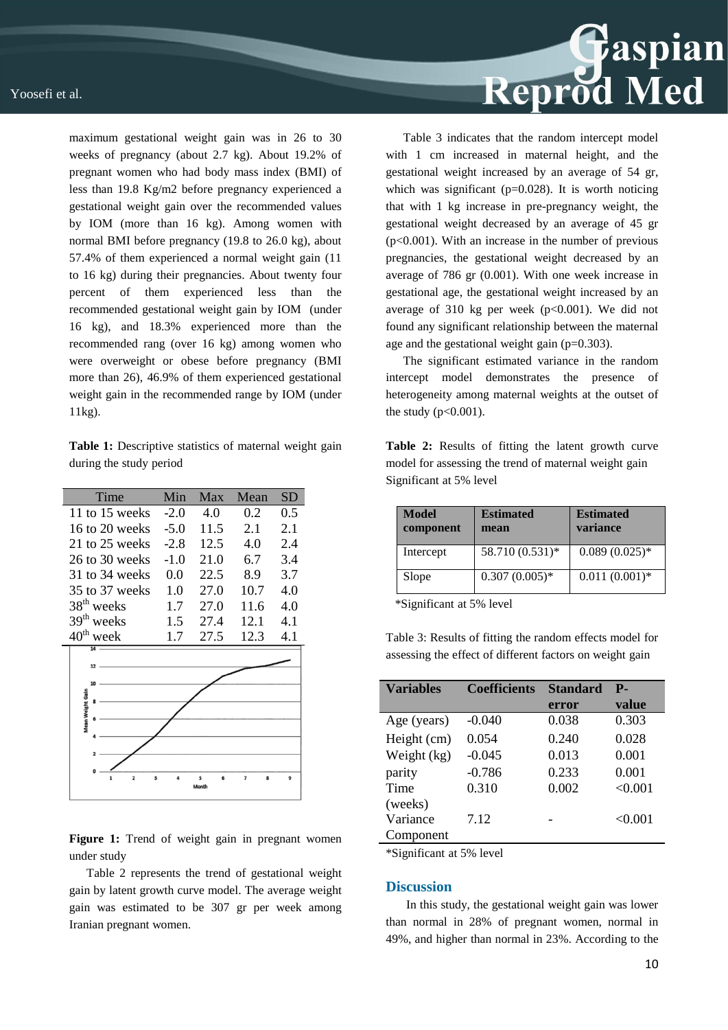maximum gestational weight gain was in 26 to 30 weeks of pregnancy (about 2.7 kg). About 19.2% of pregnant women who had body mass index (BMI) of less than 19.8 Kg/m2 before pregnancy experienced a gestational weight gain over the recommended values by IOM (more than 16 kg). Among women with normal BMI before pregnancy (19.8 to 26.0 kg), about 57.4% of them experienced a normal weight gain (11 to 16 kg) during their pregnancies. About twenty four percent of them experienced less than the recommended gestational weight gain by IOM (under 16 kg), and 18.3% experienced more than the recommended rang (over 16 kg) among women who were overweight or obese before pregnancy (BMI more than 26), 46.9% of them experienced gestational weight gain in the recommended range by IOM (under 11kg).

**Table 1:** Descriptive statistics of maternal weight gain during the study period

| Time | Min | Max | Mean | SD |
|---|---|---|---|---|
| 11 to 15 weeks | -2.0 | 4.0 | 0.2 | 0.5 |
| 16 to 20 weeks | -5.0 | 11.5 | 2.1 | 2.1 |
| 21 to 25 weeks | -2.8 | 12.5 | 4.0 | 2.4 |
| 26 to 30 weeks | -1.0 | 21.0 | 6.7 | 3.4 |
| 31 to 34 weeks | 0.0 | 22.5 | 8.9 | 3.7 |
| 35 to 37 weeks | 1.0 | 27.0 | 10.7 | 4.0 |
| 38th weeks | 1.7 | 27.0 | 11.6 | 4.0 |
| 39th weeks | 1.5 | 27.4 | 12.1 | 4.1 |
| 40th week | 1.7 | 27.5 | 12.3 | 4.1 |

**Figure 1:** Trend of weight gain in pregnant women under study

Table 2 represents the trend of gestational weight gain by latent growth curve model. The average weight gain was estimated to be 307 gr per week among Iranian pregnant women.

Table 3 indicates that the random intercept model with 1 cm increased in maternal height, and the gestational weight increased by an average of 54 gr, which was significant (p=0.028). It is worth noticing that with 1 kg increase in pre-pregnancy weight, the gestational weight decreased by an average of 45 gr (p<0.001). With an increase in the number of previous pregnancies, the gestational weight decreased by an average of 786 gr (0.001). With one week increase in gestational age, the gestational weight increased by an average of 310 kg per week (p<0.001). We did not found any significant relationship between the maternal age and the gestational weight gain (p=0.303).

The significant estimated variance in the random intercept model demonstrates the presence of heterogeneity among maternal weights at the outset of the study (p<0.001).

**Table 2:** Results of fitting the latent growth curve model for assessing the trend of maternal weight gain Significant at 5% level

| Model component | Estimated mean | Estimated variance |
|---|---|---|
| Intercept | 58.710 (0.531)* | 0.089 (0.025)* |
| Slope | 0.307 (0.005)* | 0.011 (0.001)* |

*Significant at 5% level

Table 3: Results of fitting the random effects model for assessing the effect of different factors on weight gain

| Variables | Coefficients | Standard error | P-value |
|---|---|---|---|
| Age (years) | -0.040 | 0.038 | 0.303 |
| Height (cm) | 0.054 | 0.240 | 0.028 |
| Weight (kg) | -0.045 | 0.013 | 0.001 |
| parity | -0.786 | 0.233 | 0.001 |
| Time (weeks) | 0.310 | 0.002 | <0.001 |
| Variance Component | 7.12 | - | <0.001 |

*Significant at 5% level

## Discussion

In this study, the gestational weight gain was lower than normal in 28% of pregnant women, normal in 49%, and higher than normal in 23%. According to the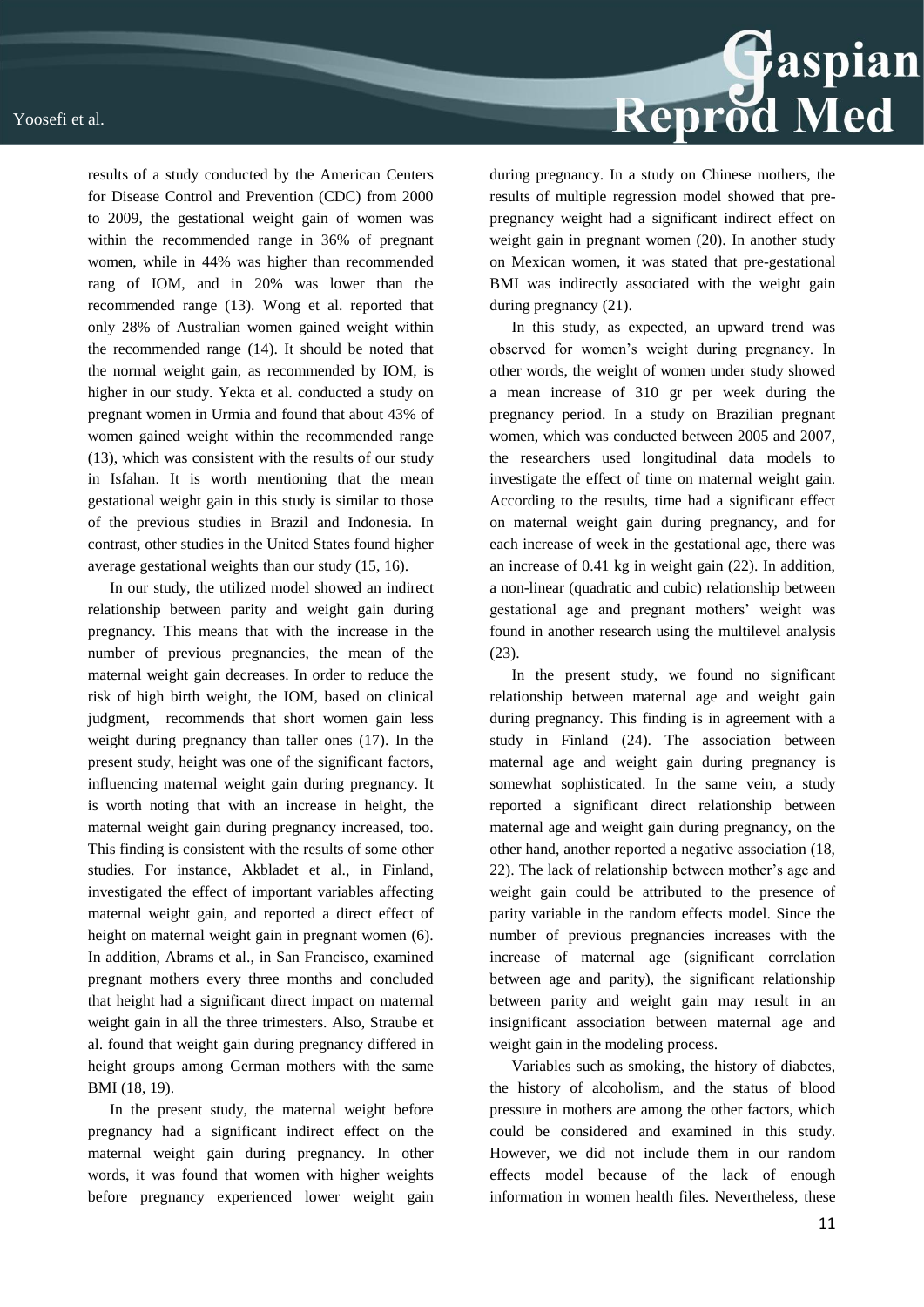results of a study conducted by the American Centers for Disease Control and Prevention (CDC) from 2000 to 2009, the gestational weight gain of women was within the recommended range in 36% of pregnant women, while in 44% was higher than recommended rang of IOM, and in 20% was lower than the recommended range (13). Wong et al. reported that only 28% of Australian women gained weight within the recommended range (14). It should be noted that the normal weight gain, as recommended by IOM, is higher in our study. Yekta et al. conducted a study on pregnant women in Urmia and found that about 43% of women gained weight within the recommended range (13), which was consistent with the results of our study in Isfahan. It is worth mentioning that the mean gestational weight gain in this study is similar to those of the previous studies in Brazil and Indonesia. In contrast, other studies in the United States found higher average gestational weights than our study (15, 16).

In our study, the utilized model showed an indirect relationship between parity and weight gain during pregnancy. This means that with the increase in the number of previous pregnancies, the mean of the maternal weight gain decreases. In order to reduce the risk of high birth weight, the IOM, based on clinical judgment, recommends that short women gain less weight during pregnancy than taller ones (17). In the present study, height was one of the significant factors, influencing maternal weight gain during pregnancy. It is worth noting that with an increase in height, the maternal weight gain during pregnancy increased, too. This finding is consistent with the results of some other studies. For instance, Akbladet et al., in Finland, investigated the effect of important variables affecting maternal weight gain, and reported a direct effect of height on maternal weight gain in pregnant women (6). In addition, Abrams et al., in San Francisco, examined pregnant mothers every three months and concluded that height had a significant direct impact on maternal weight gain in all the three trimesters. Also, Straube et al. found that weight gain during pregnancy differed in height groups among German mothers with the same BMI (18, 19).

In the present study, the maternal weight before pregnancy had a significant indirect effect on the maternal weight gain during pregnancy. In other words, it was found that women with higher weights before pregnancy experienced lower weight gain during pregnancy. In a study on Chinese mothers, the results of multiple regression model showed that pre-pregnancy weight had a significant indirect effect on weight gain in pregnant women (20). In another study on Mexican women, it was stated that pre-gestational BMI was indirectly associated with the weight gain during pregnancy (21).

In this study, as expected, an upward trend was observed for women's weight during pregnancy. In other words, the weight of women under study showed a mean increase of 310 gr per week during the pregnancy period. In a study on Brazilian pregnant women, which was conducted between 2005 and 2007, the researchers used longitudinal data models to investigate the effect of time on maternal weight gain. According to the results, time had a significant effect on maternal weight gain during pregnancy, and for each increase of week in the gestational age, there was an increase of 0.41 kg in weight gain (22). In addition, a non-linear (quadratic and cubic) relationship between gestational age and pregnant mothers' weight was found in another research using the multilevel analysis (23).

In the present study, we found no significant relationship between maternal age and weight gain during pregnancy. This finding is in agreement with a study in Finland (24). The association between maternal age and weight gain during pregnancy is somewhat sophisticated. In the same vein, a study reported a significant direct relationship between maternal age and weight gain during pregnancy, on the other hand, another reported a negative association (18, 22). The lack of relationship between mother's age and weight gain could be attributed to the presence of parity variable in the random effects model. Since the number of previous pregnancies increases with the increase of maternal age (significant correlation between age and parity), the significant relationship between parity and weight gain may result in an insignificant association between maternal age and weight gain in the modeling process.

Variables such as smoking, the history of diabetes, the history of alcoholism, and the status of blood pressure in mothers are among the other factors, which could be considered and examined in this study. However, we did not include them in our random effects model because of the lack of enough information in women health files. Nevertheless, these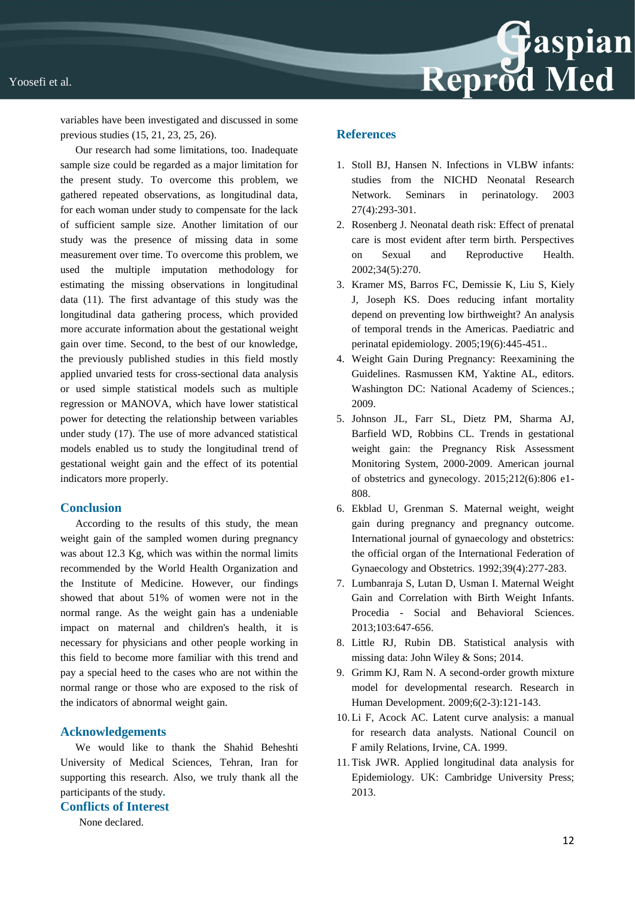variables have been investigated and discussed in some previous studies (15, 21, 23, 25, 26).

Our research had some limitations, too. Inadequate sample size could be regarded as a major limitation for the present study. To overcome this problem, we gathered repeated observations, as longitudinal data, for each woman under study to compensate for the lack of sufficient sample size. Another limitation of our study was the presence of missing data in some measurement over time. To overcome this problem, we used the multiple imputation methodology for estimating the missing observations in longitudinal data (11). The first advantage of this study was the longitudinal data gathering process, which provided more accurate information about the gestational weight gain over time. Second, to the best of our knowledge, the previously published studies in this field mostly applied unvaried tests for cross-sectional data analysis or used simple statistical models such as multiple regression or MANOVA, which have lower statistical power for detecting the relationship between variables under study (17). The use of more advanced statistical models enabled us to study the longitudinal trend of gestational weight gain and the effect of its potential indicators more properly.

## Conclusion

According to the results of this study, the mean weight gain of the sampled women during pregnancy was about 12.3 Kg, which was within the normal limits recommended by the World Health Organization and the Institute of Medicine. However, our findings showed that about 51% of women were not in the normal range. As the weight gain has a undeniable impact on maternal and children's health, it is necessary for physicians and other people working in this field to become more familiar with this trend and pay a special heed to the cases who are not within the normal range or those who are exposed to the risk of the indicators of abnormal weight gain.

## Acknowledgements

We would like to thank the Shahid Beheshti University of Medical Sciences, Tehran, Iran for supporting this research. Also, we truly thank all the participants of the study.

## Conflicts of Interest

None declared.

## References

1. Stoll BJ, Hansen N. Infections in VLBW infants: studies from the NICHD Neonatal Research Network. Seminars in perinatology. 2003 27(4):293-301.
2. Rosenberg J. Neonatal death risk: Effect of prenatal care is most evident after term birth. Perspectives on Sexual and Reproductive Health. 2002;34(5):270.
3. Kramer MS, Barros FC, Demissie K, Liu S, Kiely J, Joseph KS. Does reducing infant mortality depend on preventing low birthweight? An analysis of temporal trends in the Americas. Paediatric and perinatal epidemiology. 2005;19(6):445-451..
4. Weight Gain During Pregnancy: Reexamining the Guidelines. Rasmussen KM, Yaktine AL, editors. Washington DC: National Academy of Sciences.; 2009.
5. Johnson JL, Farr SL, Dietz PM, Sharma AJ, Barfield WD, Robbins CL. Trends in gestational weight gain: the Pregnancy Risk Assessment Monitoring System, 2000-2009. American journal of obstetrics and gynecology. 2015;212(6):806 e1-808.
6. Ekblad U, Grenman S. Maternal weight, weight gain during pregnancy and pregnancy outcome. International journal of gynaecology and obstetrics: the official organ of the International Federation of Gynaecology and Obstetrics. 1992;39(4):277-283.
7. Lumbanraja S, Lutan D, Usman I. Maternal Weight Gain and Correlation with Birth Weight Infants. Procedia - Social and Behavioral Sciences. 2013;103:647-656.
8. Little RJ, Rubin DB. Statistical analysis with missing data: John Wiley & Sons; 2014.
9. Grimm KJ, Ram N. A second-order growth mixture model for developmental research. Research in Human Development. 2009;6(2-3):121-143.
10. Li F, Acock AC. Latent curve analysis: a manual for research data analysts. National Council on F amily Relations, Irvine, CA. 1999.
11. Tisk JWR. Applied longitudinal data analysis for Epidemiology. UK: Cambridge University Press; 2013.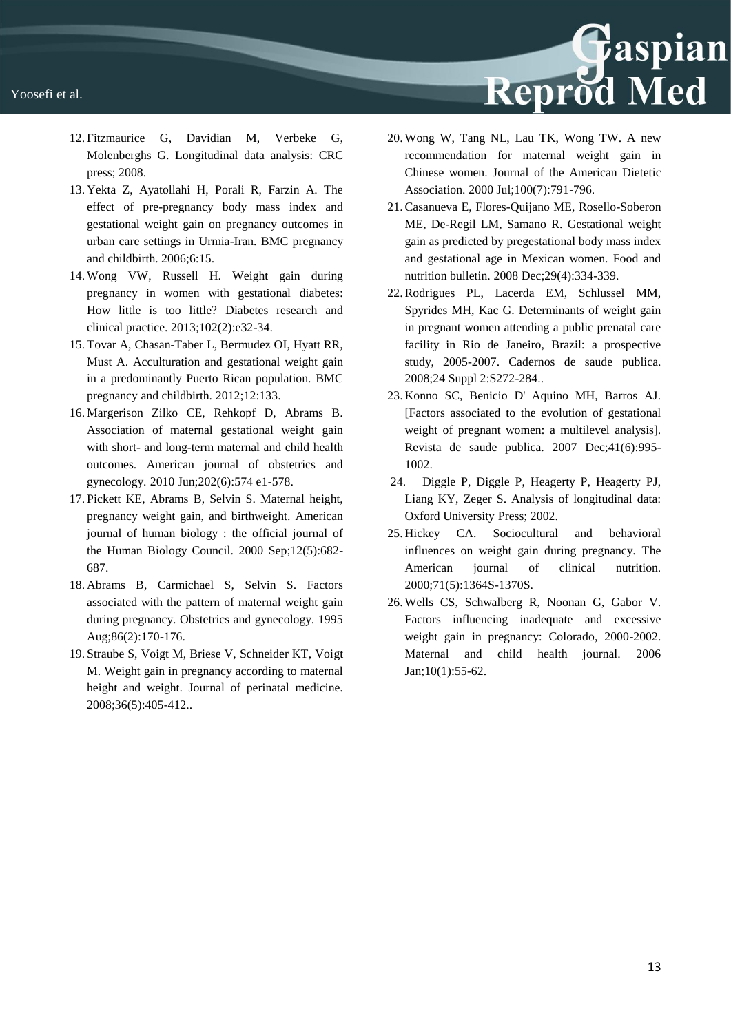12. Fitzmaurice G, Davidian M, Verbeke G, Molenberghs G. Longitudinal data analysis: CRC press; 2008.
13. Yekta Z, Ayatollahi H, Porali R, Farzin A. The effect of pre-pregnancy body mass index and gestational weight gain on pregnancy outcomes in urban care settings in Urmia-Iran. BMC pregnancy and childbirth. 2006;6:15.
14. Wong VW, Russell H. Weight gain during pregnancy in women with gestational diabetes: How little is too little? Diabetes research and clinical practice. 2013;102(2):e32-34.
15. Tovar A, Chasan-Taber L, Bermudez OI, Hyatt RR, Must A. Acculturation and gestational weight gain in a predominantly Puerto Rican population. BMC pregnancy and childbirth. 2012;12:133.
16. Margerison Zilko CE, Rehkopf D, Abrams B. Association of maternal gestational weight gain with short- and long-term maternal and child health outcomes. American journal of obstetrics and gynecology. 2010 Jun;202(6):574 e1-578.
17. Pickett KE, Abrams B, Selvin S. Maternal height, pregnancy weight gain, and birthweight. American journal of human biology : the official journal of the Human Biology Council. 2000 Sep;12(5):682-687.
18. Abrams B, Carmichael S, Selvin S. Factors associated with the pattern of maternal weight gain during pregnancy. Obstetrics and gynecology. 1995 Aug;86(2):170-176.
19. Straube S, Voigt M, Briese V, Schneider KT, Voigt M. Weight gain in pregnancy according to maternal height and weight. Journal of perinatal medicine. 2008;36(5):405-412..
20. Wong W, Tang NL, Lau TK, Wong TW. A new recommendation for maternal weight gain in Chinese women. Journal of the American Dietetic Association. 2000 Jul;100(7):791-796.
21. Casanueva E, Flores-Quijano ME, Rosello-Soberon ME, De-Regil LM, Samano R. Gestational weight gain as predicted by pregestational body mass index and gestational age in Mexican women. Food and nutrition bulletin. 2008 Dec;29(4):334-339.
22. Rodrigues PL, Lacerda EM, Schlussel MM, Spyrides MH, Kac G. Determinants of weight gain in pregnant women attending a public prenatal care facility in Rio de Janeiro, Brazil: a prospective study, 2005-2007. Cadernos de saude publica. 2008;24 Suppl 2:S272-284..
23. Konno SC, Benicio D' Aquino MH, Barros AJ. [Factors associated to the evolution of gestational weight of pregnant women: a multilevel analysis]. Revista de saude publica. 2007 Dec;41(6):995-1002.
24. Diggle P, Diggle P, Heagerty P, Heagerty PJ, Liang KY, Zeger S. Analysis of longitudinal data: Oxford University Press; 2002.
25. Hickey CA. Sociocultural and behavioral influences on weight gain during pregnancy. The American journal of clinical nutrition. 2000;71(5):1364S-1370S.
26. Wells CS, Schwalberg R, Noonan G, Gabor V. Factors influencing inadequate and excessive weight gain in pregnancy: Colorado, 2000-2002. Maternal and child health journal. 2006 Jan;10(1):55-62.